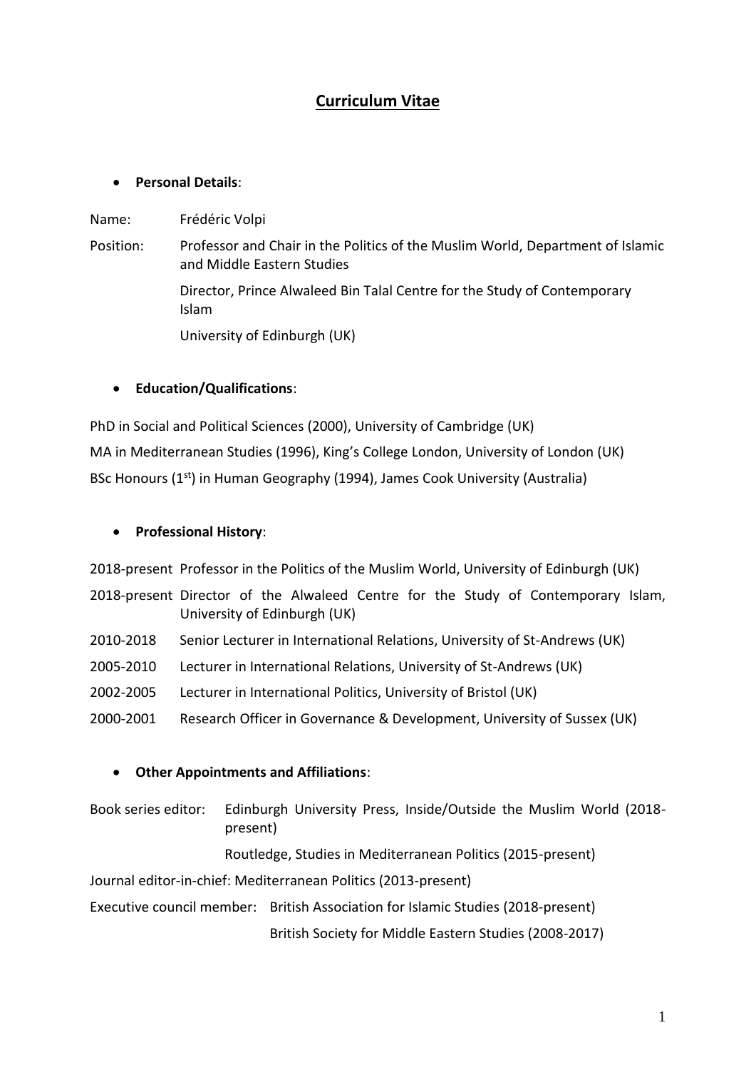# Curriculum Vitae

- **Personal Details**:

Name: Frédéric Volpi

Position: Professor and Chair in the Politics of the Muslim World, Department of Islamic and Middle Eastern Studies

Director, Prince Alwaleed Bin Talal Centre for the Study of Contemporary Islam

University of Edinburgh (UK)

- **Education/Qualifications**:

PhD in Social and Political Sciences (2000), University of Cambridge (UK)

MA in Mediterranean Studies (1996), King's College London, University of London (UK)

BSc Honours (1st) in Human Geography (1994), James Cook University (Australia)

- **Professional History**:

2018-present Professor in the Politics of the Muslim World, University of Edinburgh (UK)

2018-present Director of the Alwaleed Centre for the Study of Contemporary Islam, University of Edinburgh (UK)

2010-2018 Senior Lecturer in International Relations, University of St-Andrews (UK)

2005-2010 Lecturer in International Relations, University of St-Andrews (UK)

2002-2005 Lecturer in International Politics, University of Bristol (UK)

2000-2001 Research Officer in Governance & Development, University of Sussex (UK)

- **Other Appointments and Affiliations**:

Book series editor: Edinburgh University Press, Inside/Outside the Muslim World (2018-present)

Routledge, Studies in Mediterranean Politics (2015-present)

Journal editor-in-chief: Mediterranean Politics (2013-present)

Executive council member: British Association for Islamic Studies (2018-present)

British Society for Middle Eastern Studies (2008-2017)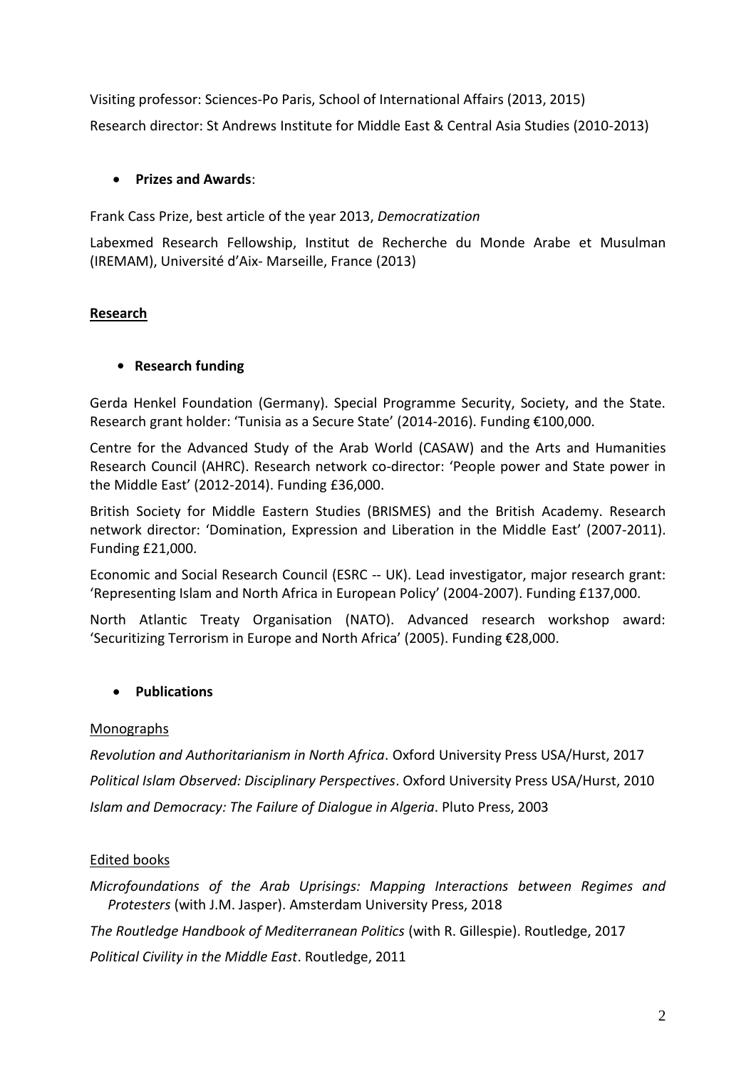Visiting professor: Sciences-Po Paris, School of International Affairs (2013, 2015)

Research director: St Andrews Institute for Middle East & Central Asia Studies (2010-2013)

- **Prizes and Awards**:

Frank Cass Prize, best article of the year 2013, *Democratization*

Labexmed Research Fellowship, Institut de Recherche du Monde Arabe et Musulman (IREMAM), Université d'Aix- Marseille, France (2013)

## Research

- **Research funding**

Gerda Henkel Foundation (Germany). Special Programme Security, Society, and the State. Research grant holder: 'Tunisia as a Secure State' (2014-2016). Funding €100,000.

Centre for the Advanced Study of the Arab World (CASAW) and the Arts and Humanities Research Council (AHRC). Research network co-director: 'People power and State power in the Middle East' (2012-2014). Funding £36,000.

British Society for Middle Eastern Studies (BRISMES) and the British Academy. Research network director: 'Domination, Expression and Liberation in the Middle East' (2007-2011). Funding £21,000.

Economic and Social Research Council (ESRC -- UK). Lead investigator, major research grant: 'Representing Islam and North Africa in European Policy' (2004-2007). Funding £137,000.

North Atlantic Treaty Organisation (NATO). Advanced research workshop award: 'Securitizing Terrorism in Europe and North Africa' (2005). Funding €28,000.

- **Publications**

Monographs

*Revolution and Authoritarianism in North Africa*. Oxford University Press USA/Hurst, 2017

*Political Islam Observed: Disciplinary Perspectives*. Oxford University Press USA/Hurst, 2010

*Islam and Democracy: The Failure of Dialogue in Algeria*. Pluto Press, 2003

Edited books

*Microfoundations of the Arab Uprisings: Mapping Interactions between Regimes and Protesters* (with J.M. Jasper). Amsterdam University Press, 2018

*The Routledge Handbook of Mediterranean Politics* (with R. Gillespie). Routledge, 2017

*Political Civility in the Middle East*. Routledge, 2011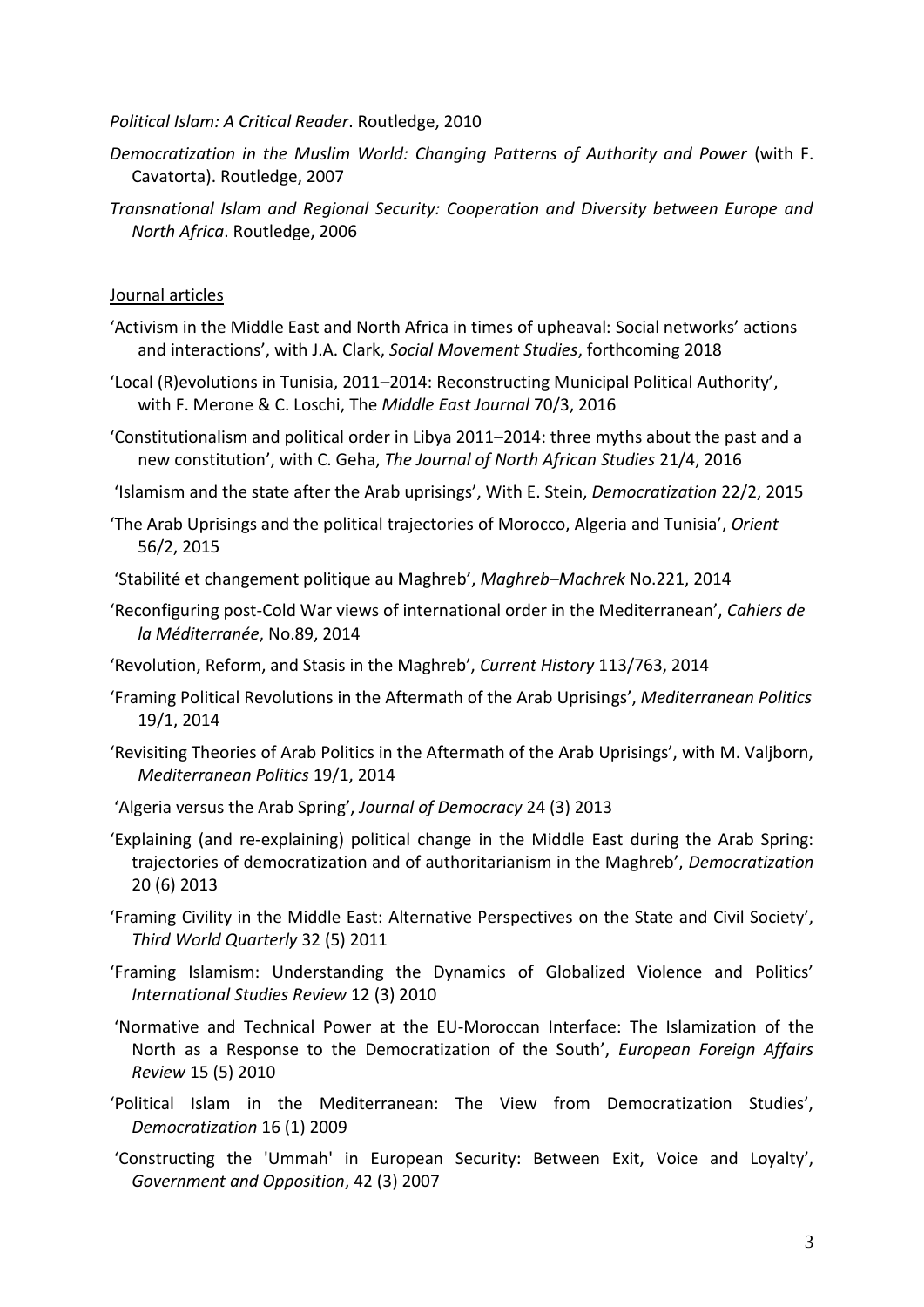*Political Islam: A Critical Reader*. Routledge, 2010

*Democratization in the Muslim World: Changing Patterns of Authority and Power* (with F. Cavatorta). Routledge, 2007

*Transnational Islam and Regional Security: Cooperation and Diversity between Europe and North Africa*. Routledge, 2006

Journal articles

'Activism in the Middle East and North Africa in times of upheaval: Social networks' actions and interactions', with J.A. Clark, *Social Movement Studies*, forthcoming 2018

'Local (R)evolutions in Tunisia, 2011–2014: Reconstructing Municipal Political Authority', with F. Merone & C. Loschi, The *Middle East Journal* 70/3, 2016

'Constitutionalism and political order in Libya 2011–2014: three myths about the past and a new constitution', with C. Geha, *The Journal of North African Studies* 21/4, 2016

'Islamism and the state after the Arab uprisings', With E. Stein, *Democratization* 22/2, 2015

'The Arab Uprisings and the political trajectories of Morocco, Algeria and Tunisia', *Orient* 56/2, 2015

'Stabilité et changement politique au Maghreb', *Maghreb–Machrek* No.221, 2014

'Reconfiguring post-Cold War views of international order in the Mediterranean', *Cahiers de la Méditerranée*, No.89, 2014

'Revolution, Reform, and Stasis in the Maghreb', *Current History* 113/763, 2014

'Framing Political Revolutions in the Aftermath of the Arab Uprisings', *Mediterranean Politics* 19/1, 2014

'Revisiting Theories of Arab Politics in the Aftermath of the Arab Uprisings', with M. Valjborn, *Mediterranean Politics* 19/1, 2014

'Algeria versus the Arab Spring', *Journal of Democracy* 24 (3) 2013

'Explaining (and re-explaining) political change in the Middle East during the Arab Spring: trajectories of democratization and of authoritarianism in the Maghreb', *Democratization* 20 (6) 2013

'Framing Civility in the Middle East: Alternative Perspectives on the State and Civil Society', *Third World Quarterly* 32 (5) 2011

'Framing Islamism: Understanding the Dynamics of Globalized Violence and Politics' *International Studies Review* 12 (3) 2010

'Normative and Technical Power at the EU-Moroccan Interface: The Islamization of the North as a Response to the Democratization of the South', *European Foreign Affairs Review* 15 (5) 2010

'Political Islam in the Mediterranean: The View from Democratization Studies', *Democratization* 16 (1) 2009

'Constructing the 'Ummah' in European Security: Between Exit, Voice and Loyalty', *Government and Opposition*, 42 (3) 2007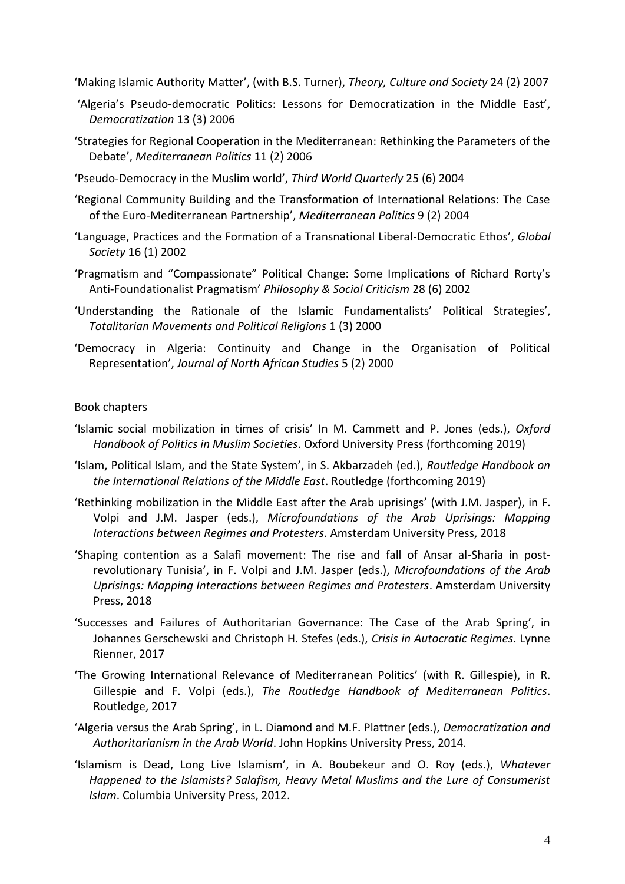'Making Islamic Authority Matter', (with B.S. Turner), *Theory, Culture and Society* 24 (2) 2007

'Algeria's Pseudo-democratic Politics: Lessons for Democratization in the Middle East', *Democratization* 13 (3) 2006

'Strategies for Regional Cooperation in the Mediterranean: Rethinking the Parameters of the Debate', *Mediterranean Politics* 11 (2) 2006

'Pseudo-Democracy in the Muslim world', *Third World Quarterly* 25 (6) 2004

'Regional Community Building and the Transformation of International Relations: The Case of the Euro-Mediterranean Partnership', *Mediterranean Politics* 9 (2) 2004

'Language, Practices and the Formation of a Transnational Liberal-Democratic Ethos', *Global Society* 16 (1) 2002

'Pragmatism and "Compassionate" Political Change: Some Implications of Richard Rorty's Anti-Foundationalist Pragmatism' *Philosophy & Social Criticism* 28 (6) 2002

'Understanding the Rationale of the Islamic Fundamentalists' Political Strategies', *Totalitarian Movements and Political Religions* 1 (3) 2000

'Democracy in Algeria: Continuity and Change in the Organisation of Political Representation', *Journal of North African Studies* 5 (2) 2000

<u>Book chapters</u>

'Islamic social mobilization in times of crisis' In M. Cammett and P. Jones (eds.), *Oxford Handbook of Politics in Muslim Societies*. Oxford University Press (forthcoming 2019)

'Islam, Political Islam, and the State System', in S. Akbarzadeh (ed.), *Routledge Handbook on the International Relations of the Middle East*. Routledge (forthcoming 2019)

'Rethinking mobilization in the Middle East after the Arab uprisings' (with J.M. Jasper), in F. Volpi and J.M. Jasper (eds.), *Microfoundations of the Arab Uprisings: Mapping Interactions between Regimes and Protesters*. Amsterdam University Press, 2018

'Shaping contention as a Salafi movement: The rise and fall of Ansar al-Sharia in post-revolutionary Tunisia', in F. Volpi and J.M. Jasper (eds.), *Microfoundations of the Arab Uprisings: Mapping Interactions between Regimes and Protesters*. Amsterdam University Press, 2018

'Successes and Failures of Authoritarian Governance: The Case of the Arab Spring', in Johannes Gerschewski and Christoph H. Stefes (eds.), *Crisis in Autocratic Regimes*. Lynne Rienner, 2017

'The Growing International Relevance of Mediterranean Politics' (with R. Gillespie), in R. Gillespie and F. Volpi (eds.), *The Routledge Handbook of Mediterranean Politics*. Routledge, 2017

'Algeria versus the Arab Spring', in L. Diamond and M.F. Plattner (eds.), *Democratization and Authoritarianism in the Arab World*. John Hopkins University Press, 2014.

'Islamism is Dead, Long Live Islamism', in A. Boubekeur and O. Roy (eds.), *Whatever Happened to the Islamists? Salafism, Heavy Metal Muslims and the Lure of Consumerist Islam*. Columbia University Press, 2012.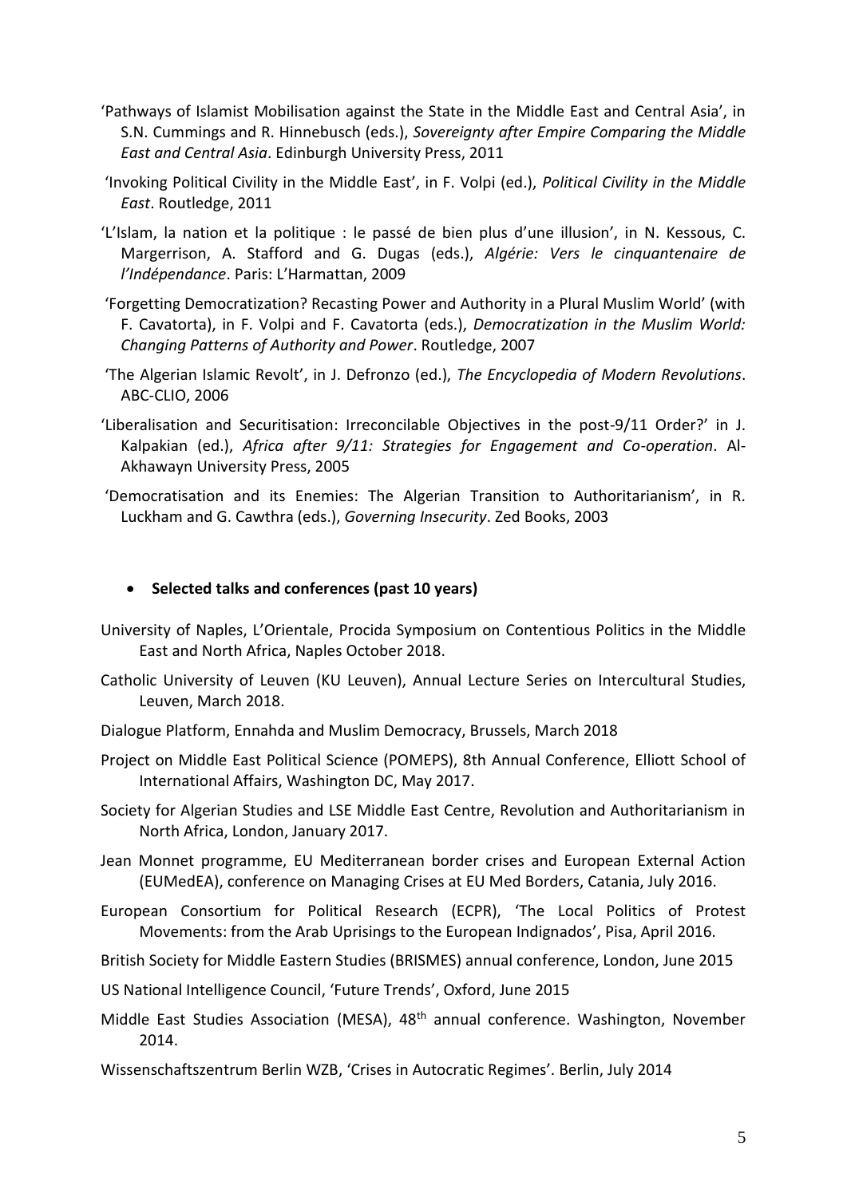'Pathways of Islamist Mobilisation against the State in the Middle East and Central Asia', in S.N. Cummings and R. Hinnebusch (eds.), *Sovereignty after Empire Comparing the Middle East and Central Asia*. Edinburgh University Press, 2011

'Invoking Political Civility in the Middle East', in F. Volpi (ed.), *Political Civility in the Middle East*. Routledge, 2011

'L'Islam, la nation et la politique : le passé de bien plus d'une illusion', in N. Kessous, C. Margerrison, A. Stafford and G. Dugas (eds.), *Algérie: Vers le cinquantenaire de l'Indépendance*. Paris: L'Harmattan, 2009

'Forgetting Democratization? Recasting Power and Authority in a Plural Muslim World' (with F. Cavatorta), in F. Volpi and F. Cavatorta (eds.), *Democratization in the Muslim World: Changing Patterns of Authority and Power*. Routledge, 2007

'The Algerian Islamic Revolt', in J. Defronzo (ed.), *The Encyclopedia of Modern Revolutions*. ABC-CLIO, 2006

'Liberalisation and Securitisation: Irreconcilable Objectives in the post-9/11 Order?' in J. Kalpakian (ed.), *Africa after 9/11: Strategies for Engagement and Co-operation*. Al-Akhawayn University Press, 2005

'Democratisation and its Enemies: The Algerian Transition to Authoritarianism', in R. Luckham and G. Cawthra (eds.), *Governing Insecurity*. Zed Books, 2003

- **Selected talks and conferences (past 10 years)**

University of Naples, L'Orientale, Procida Symposium on Contentious Politics in the Middle East and North Africa, Naples October 2018.

Catholic University of Leuven (KU Leuven), Annual Lecture Series on Intercultural Studies, Leuven, March 2018.

Dialogue Platform, Ennahda and Muslim Democracy, Brussels, March 2018

Project on Middle East Political Science (POMEPS), 8th Annual Conference, Elliott School of International Affairs, Washington DC, May 2017.

Society for Algerian Studies and LSE Middle East Centre, Revolution and Authoritarianism in North Africa, London, January 2017.

Jean Monnet programme, EU Mediterranean border crises and European External Action (EUMedEA), conference on Managing Crises at EU Med Borders, Catania, July 2016.

European Consortium for Political Research (ECPR), 'The Local Politics of Protest Movements: from the Arab Uprisings to the European Indignados', Pisa, April 2016.

British Society for Middle Eastern Studies (BRISMES) annual conference, London, June 2015

US National Intelligence Council, 'Future Trends', Oxford, June 2015

Middle East Studies Association (MESA), 48th annual conference. Washington, November 2014.

Wissenschaftszentrum Berlin WZB, 'Crises in Autocratic Regimes'. Berlin, July 2014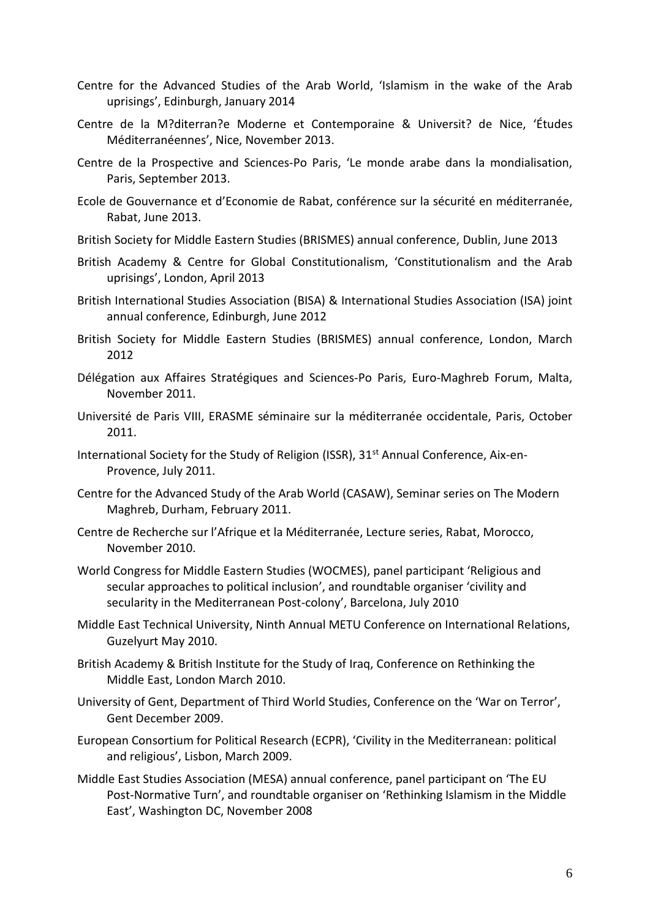Centre for the Advanced Studies of the Arab World, 'Islamism in the wake of the Arab uprisings', Edinburgh, January 2014

Centre de la M?diterran?e Moderne et Contemporaine & Universit? de Nice, 'Études Méditerranéennes', Nice, November 2013.

Centre de la Prospective and Sciences-Po Paris, 'Le monde arabe dans la mondialisation, Paris, September 2013.

Ecole de Gouvernance et d'Economie de Rabat, conférence sur la sécurité en méditerranée, Rabat, June 2013.

British Society for Middle Eastern Studies (BRISMES) annual conference, Dublin, June 2013

British Academy & Centre for Global Constitutionalism, 'Constitutionalism and the Arab uprisings', London, April 2013

British International Studies Association (BISA) & International Studies Association (ISA) joint annual conference, Edinburgh, June 2012

British Society for Middle Eastern Studies (BRISMES) annual conference, London, March 2012

Délégation aux Affaires Stratégiques and Sciences-Po Paris, Euro-Maghreb Forum, Malta, November 2011.

Université de Paris VIII, ERASME séminaire sur la méditerranée occidentale, Paris, October 2011.

International Society for the Study of Religion (ISSR), 31st Annual Conference, Aix-en-Provence, July 2011.

Centre for the Advanced Study of the Arab World (CASAW), Seminar series on The Modern Maghreb, Durham, February 2011.

Centre de Recherche sur l'Afrique et la Méditerranée, Lecture series, Rabat, Morocco, November 2010.

World Congress for Middle Eastern Studies (WOCMES), panel participant 'Religious and secular approaches to political inclusion', and roundtable organiser 'civility and secularity in the Mediterranean Post-colony', Barcelona, July 2010

Middle East Technical University, Ninth Annual METU Conference on International Relations, Guzelyurt May 2010.

British Academy & British Institute for the Study of Iraq, Conference on Rethinking the Middle East, London March 2010.

University of Gent, Department of Third World Studies, Conference on the 'War on Terror', Gent December 2009.

European Consortium for Political Research (ECPR), 'Civility in the Mediterranean: political and religious', Lisbon, March 2009.

Middle East Studies Association (MESA) annual conference, panel participant on 'The EU Post-Normative Turn', and roundtable organiser on 'Rethinking Islamism in the Middle East', Washington DC, November 2008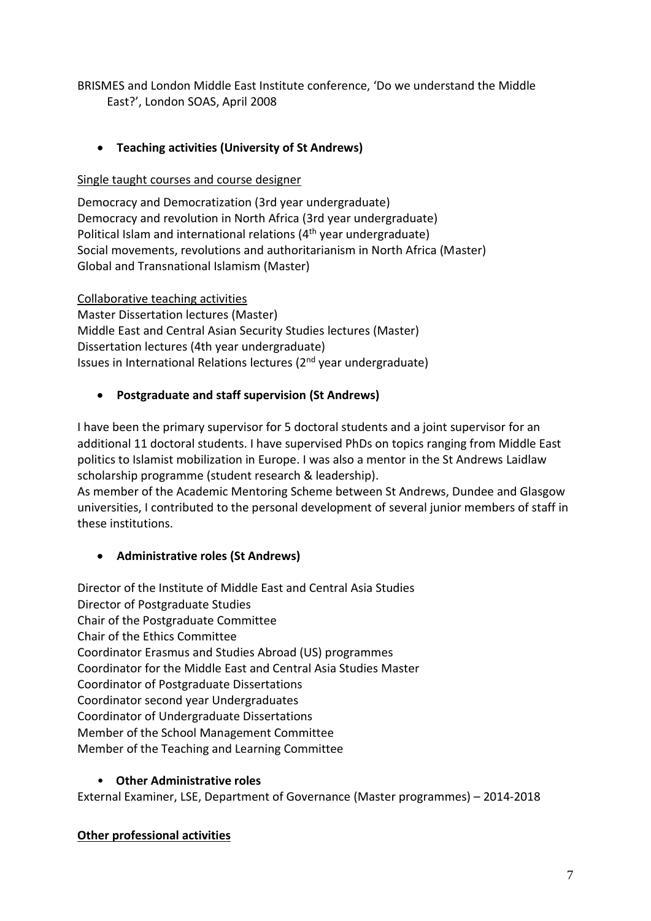BRISMES and London Middle East Institute conference, 'Do we understand the Middle East?', London SOAS, April 2008

- **Teaching activities (University of St Andrews)**

Single taught courses and course designer

Democracy and Democratization (3rd year undergraduate)
Democracy and revolution in North Africa (3rd year undergraduate)
Political Islam and international relations (4th year undergraduate)
Social movements, revolutions and authoritarianism in North Africa (Master)
Global and Transnational Islamism (Master)

Collaborative teaching activities
Master Dissertation lectures (Master)
Middle East and Central Asian Security Studies lectures (Master)
Dissertation lectures (4th year undergraduate)
Issues in International Relations lectures (2nd year undergraduate)

- **Postgraduate and staff supervision (St Andrews)**

I have been the primary supervisor for 5 doctoral students and a joint supervisor for an additional 11 doctoral students. I have supervised PhDs on topics ranging from Middle East politics to Islamist mobilization in Europe. I was also a mentor in the St Andrews Laidlaw scholarship programme (student research & leadership).
As member of the Academic Mentoring Scheme between St Andrews, Dundee and Glasgow universities, I contributed to the personal development of several junior members of staff in these institutions.

- **Administrative roles (St Andrews)**

Director of the Institute of Middle East and Central Asia Studies
Director of Postgraduate Studies
Chair of the Postgraduate Committee
Chair of the Ethics Committee
Coordinator Erasmus and Studies Abroad (US) programmes
Coordinator for the Middle East and Central Asia Studies Master
Coordinator of Postgraduate Dissertations
Coordinator second year Undergraduates
Coordinator of Undergraduate Dissertations
Member of the School Management Committee
Member of the Teaching and Learning Committee

- **Other Administrative roles**

External Examiner, LSE, Department of Governance (Master programmes) – 2014-2018

**Other professional activities**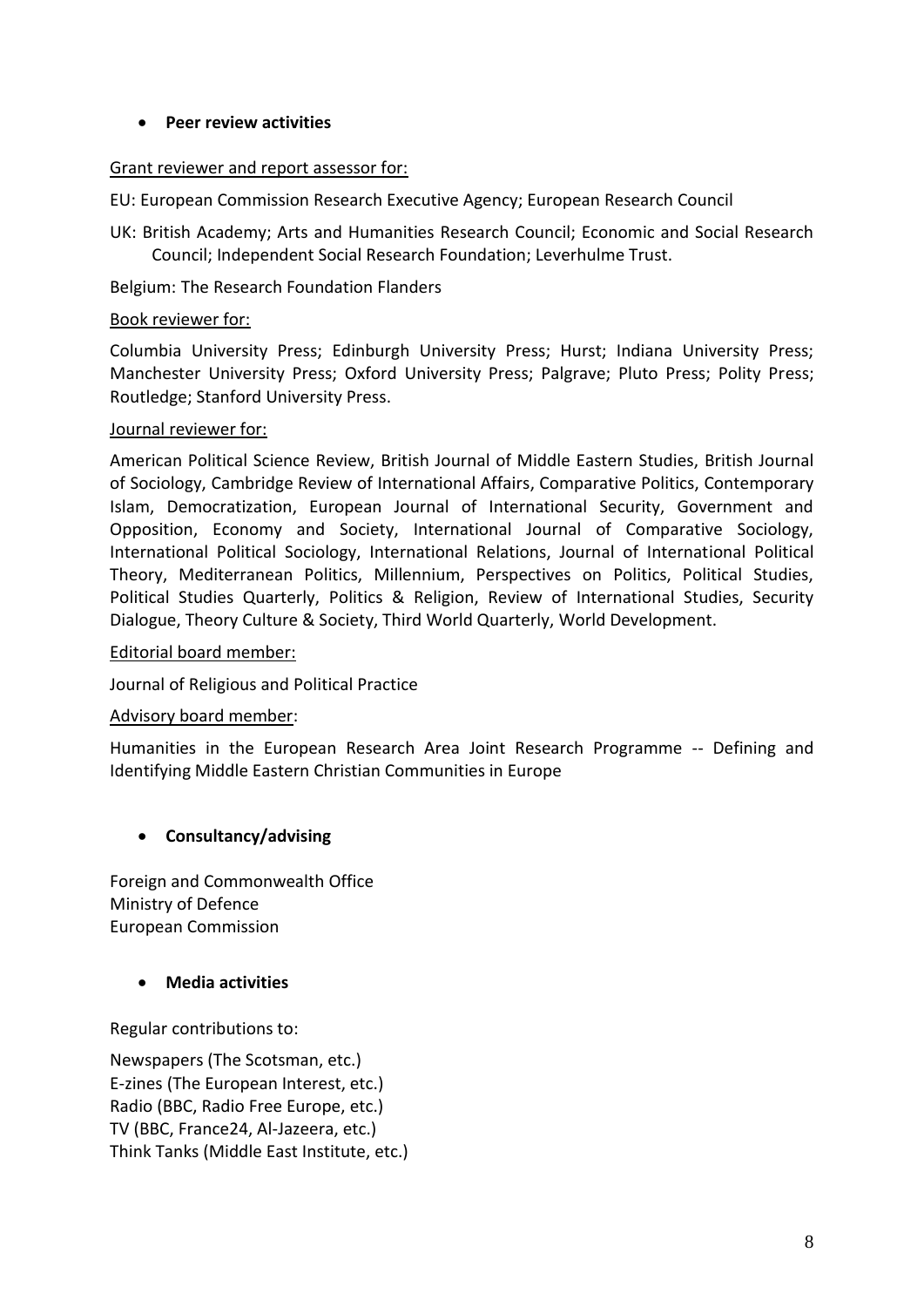- **Peer review activities**

Grant reviewer and report assessor for:

EU: European Commission Research Executive Agency; European Research Council

UK: British Academy; Arts and Humanities Research Council; Economic and Social Research Council; Independent Social Research Foundation; Leverhulme Trust.

Belgium: The Research Foundation Flanders

Book reviewer for:

Columbia University Press; Edinburgh University Press; Hurst; Indiana University Press; Manchester University Press; Oxford University Press; Palgrave; Pluto Press; Polity Press; Routledge; Stanford University Press.

Journal reviewer for:

American Political Science Review, British Journal of Middle Eastern Studies, British Journal of Sociology, Cambridge Review of International Affairs, Comparative Politics, Contemporary Islam, Democratization, European Journal of International Security, Government and Opposition, Economy and Society, International Journal of Comparative Sociology, International Political Sociology, International Relations, Journal of International Political Theory, Mediterranean Politics, Millennium, Perspectives on Politics, Political Studies, Political Studies Quarterly, Politics & Religion, Review of International Studies, Security Dialogue, Theory Culture & Society, Third World Quarterly, World Development.

Editorial board member:

Journal of Religious and Political Practice

Advisory board member:

Humanities in the European Research Area Joint Research Programme -- Defining and Identifying Middle Eastern Christian Communities in Europe

- **Consultancy/advising**

Foreign and Commonwealth Office
Ministry of Defence
European Commission

- **Media activities**

Regular contributions to:

Newspapers (The Scotsman, etc.)
E-zines (The European Interest, etc.)
Radio (BBC, Radio Free Europe, etc.)
TV (BBC, France24, Al-Jazeera, etc.)
Think Tanks (Middle East Institute, etc.)